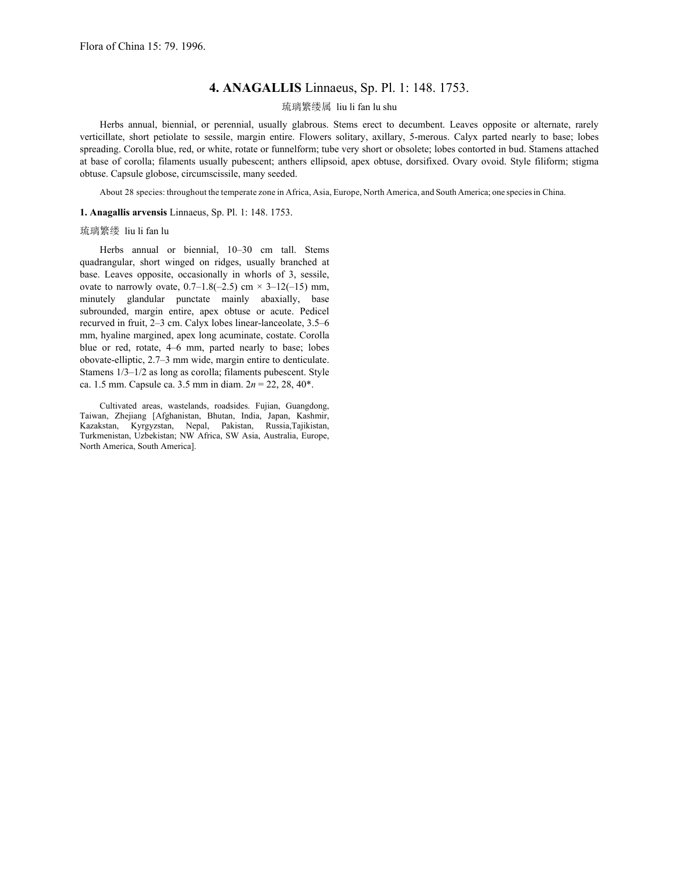Flora of China 15: 79. 1996.

# 4. ANAGALLIS Linnaeus, Sp. Pl. 1: 148. 1753.

琉璃繁缕属 liu li fan lu shu

Herbs annual, biennial, or perennial, usually glabrous. Stems erect to decumbent. Leaves opposite or alternate, rarely verticillate, short petiolate to sessile, margin entire. Flowers solitary, axillary, 5-merous. Calyx parted nearly to base; lobes spreading. Corolla blue, red, or white, rotate or funnelform; tube very short or obsolete; lobes contorted in bud. Stamens attached at base of corolla; filaments usually pubescent; anthers ellipsoid, apex obtuse, dorsifixed. Ovary ovoid. Style filiform; stigma obtuse. Capsule globose, circumscissile, many seeded.

About 28 species: throughout the temperate zone in Africa, Asia, Europe, North America, and South America; one species in China.

**1. Anagallis arvensis** Linnaeus, Sp. Pl. 1: 148. 1753.

琉璃繁缕 liu li fan lu

Herbs annual or biennial, 10–30 cm tall. Stems quadrangular, short winged on ridges, usually branched at base. Leaves opposite, occasionally in whorls of 3, sessile, ovate to narrowly ovate, 0.7–1.8(–2.5) cm × 3–12(–15) mm, minutely glandular punctate mainly abaxially, base subrounded, margin entire, apex obtuse or acute. Pedicel recurved in fruit, 2–3 cm. Calyx lobes linear-lanceolate, 3.5–6 mm, hyaline margined, apex long acuminate, costate. Corolla blue or red, rotate, 4–6 mm, parted nearly to base; lobes obovate-elliptic, 2.7–3 mm wide, margin entire to denticulate. Stamens 1/3–1/2 as long as corolla; filaments pubescent. Style ca. 1.5 mm. Capsule ca. 3.5 mm in diam. 2*n* = 22, 28, 40*.

Cultivated areas, wastelands, roadsides. Fujian, Guangdong, Taiwan, Zhejiang [Afghanistan, Bhutan, India, Japan, Kashmir, Kazakstan, Kyrgyzstan, Nepal, Pakistan, Russia,Tajikistan, Turkmenistan, Uzbekistan; NW Africa, SW Asia, Australia, Europe, North America, South America].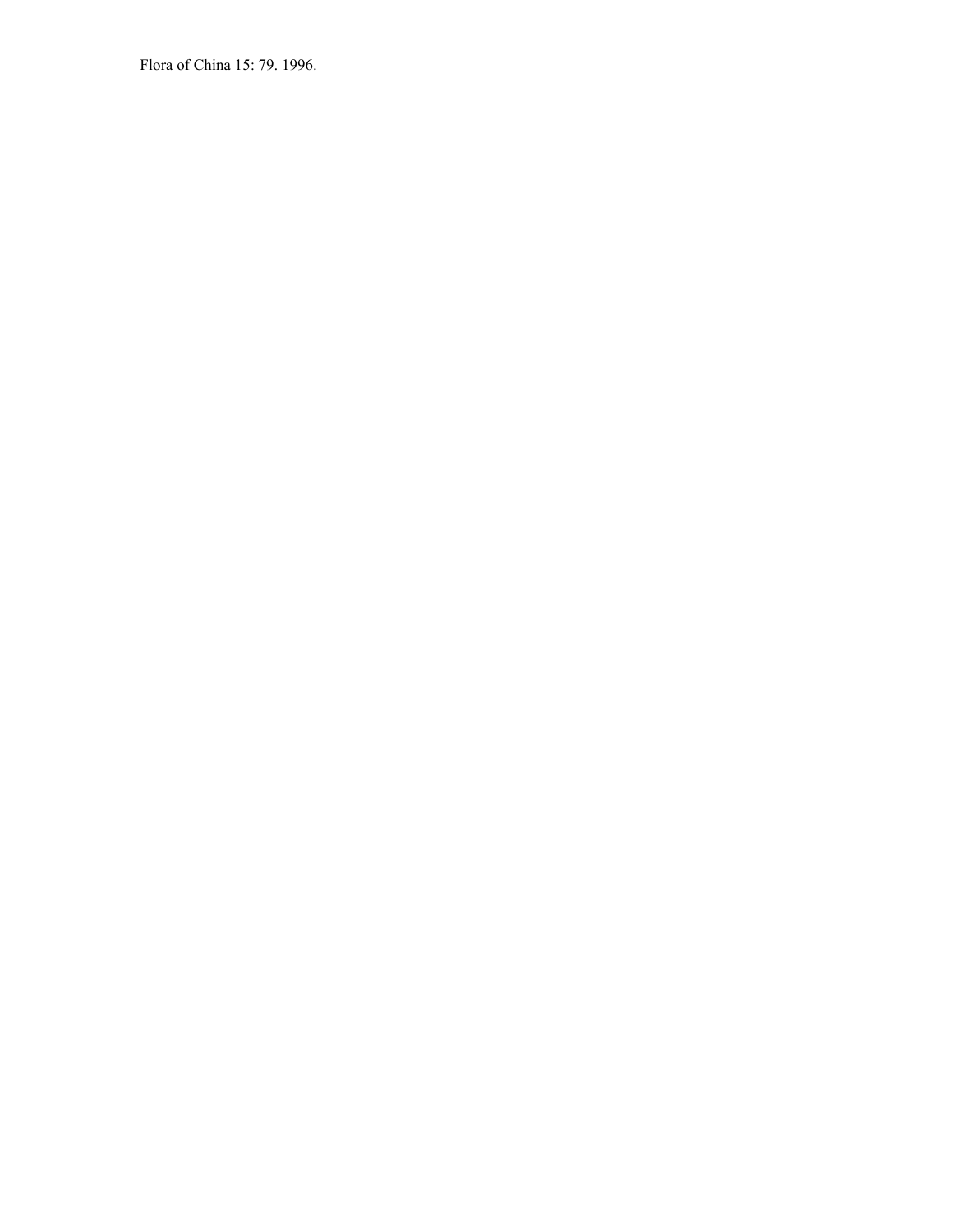Flora of China 15: 79. 1996.